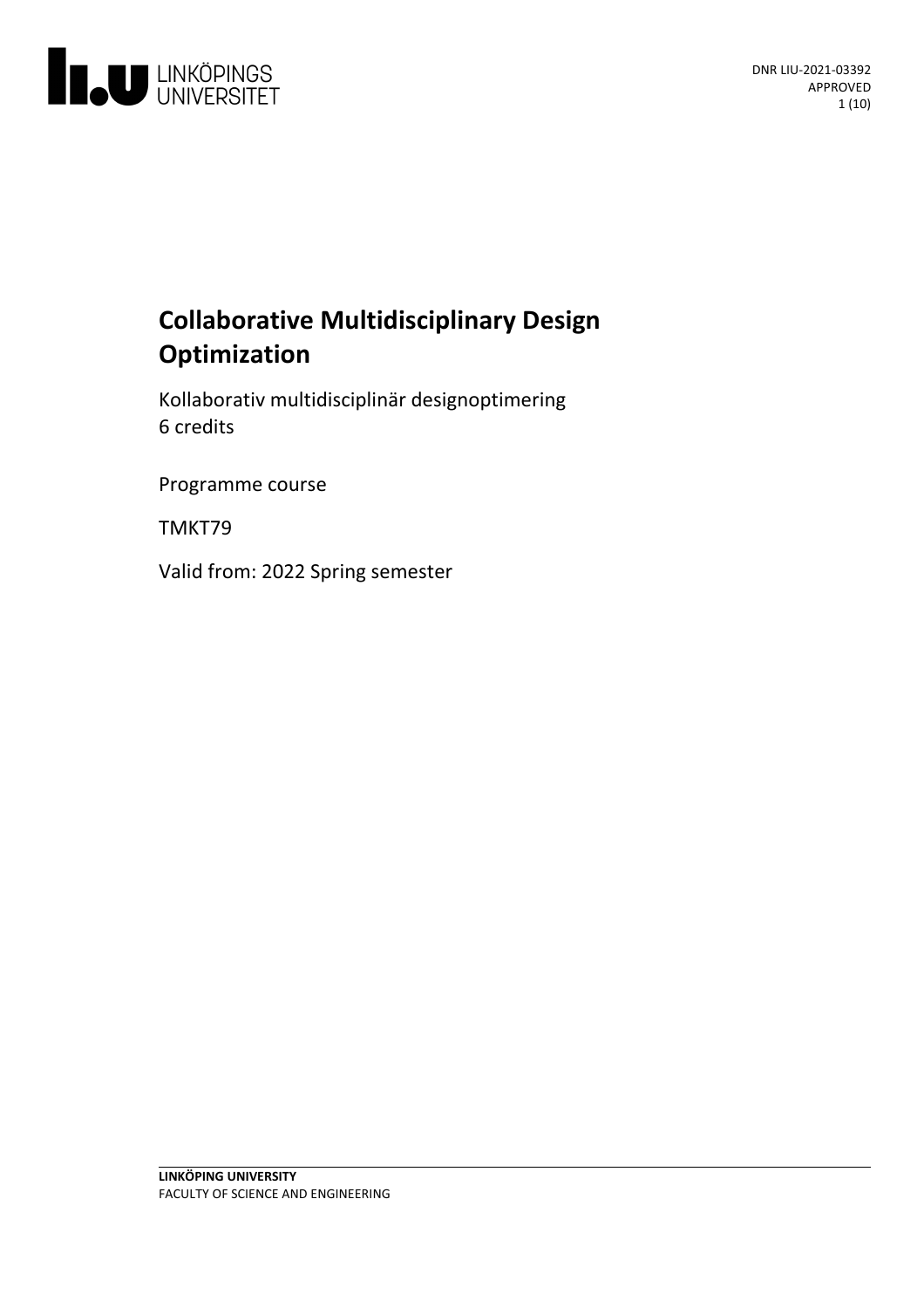DNR LIU-2021-03392
APPROVED

# Collaborative Multidisciplinary Design Optimization

Kollaborativ multidisciplinär designoptimering
6 credits

Programme course

TMKT79

Valid from: 2022 Spring semester

**LINKÖPING UNIVERSITY**
FACULTY OF SCIENCE AND ENGINEERING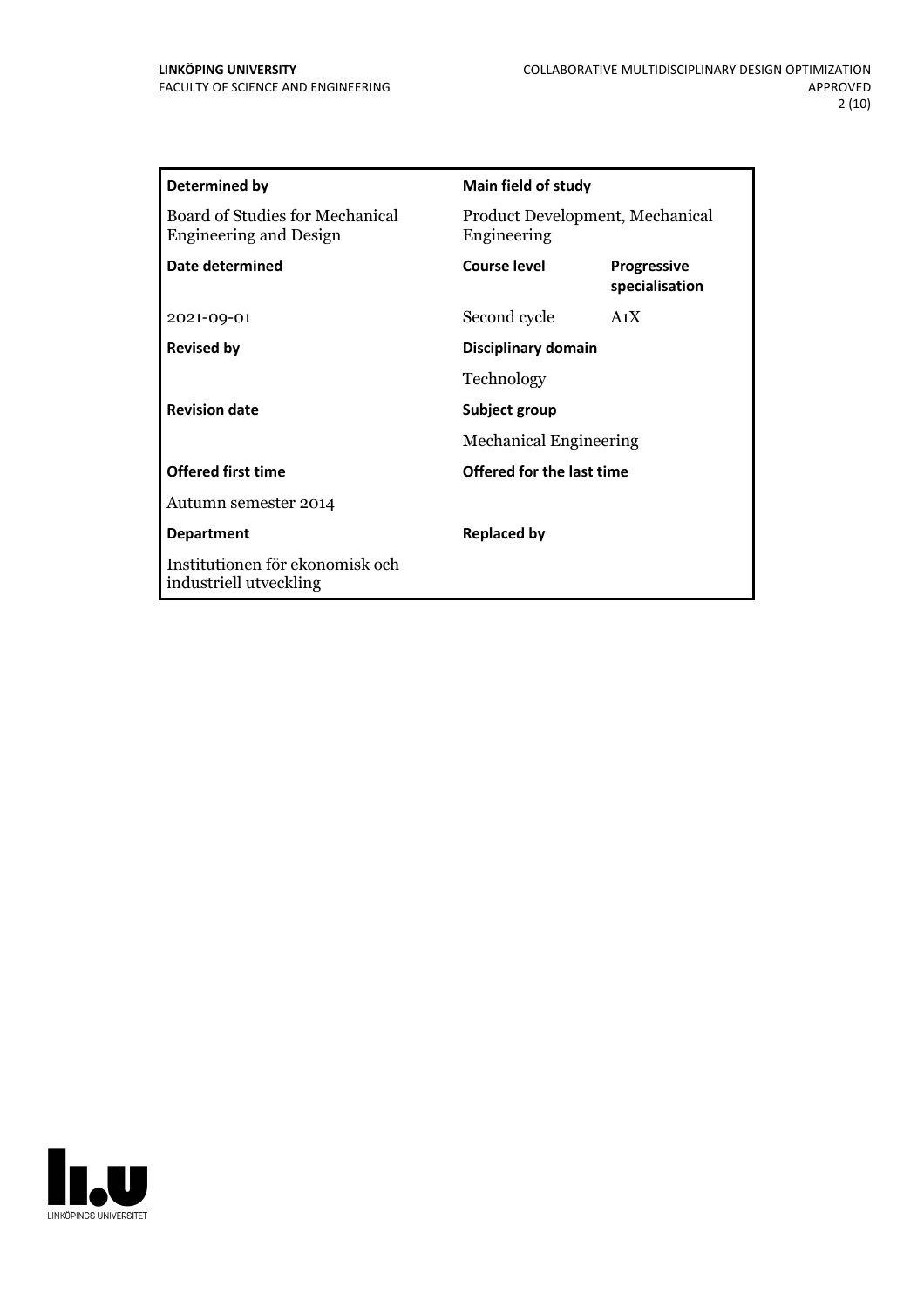| Determined by | Main field of study | |
|---|---|---|
| Board of Studies for Mechanical Engineering and Design | Product Development, Mechanical Engineering | |
| **Date determined** | **Course level** | **Progressive specialisation** |
| 2021-09-01 | Second cycle | A1X |
| **Revised by** | **Disciplinary domain** | |
| | Technology | |
| **Revision date** | **Subject group** | |
| | Mechanical Engineering | |
| **Offered first time** | **Offered for the last time** | |
| Autumn semester 2014 | | |
| **Department** | **Replaced by** | |
| Institutionen för ekonomisk och industriell utveckling | | |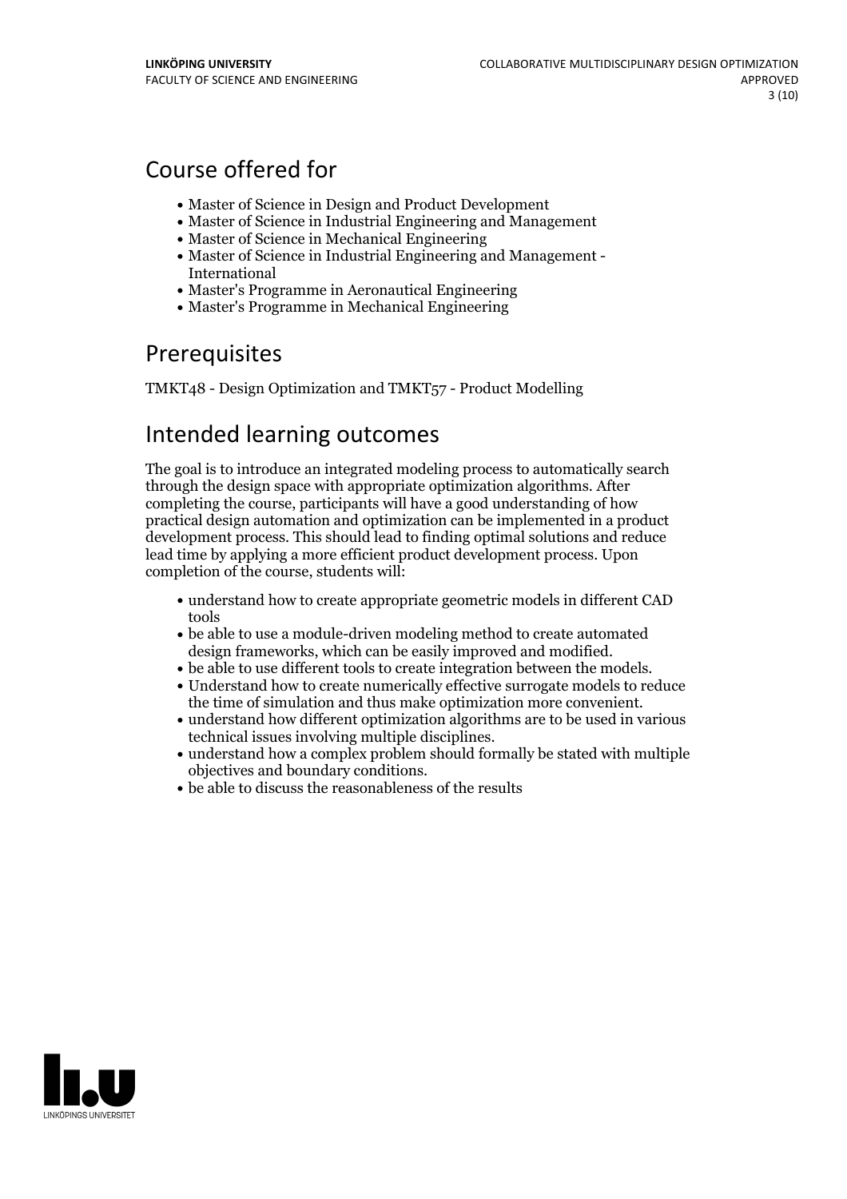## Course offered for

- Master of Science in Design and Product Development
- Master of Science in Industrial Engineering and Management
- Master of Science in Mechanical Engineering
- Master of Science in Industrial Engineering and Management - International
- Master's Programme in Aeronautical Engineering
- Master's Programme in Mechanical Engineering

## Prerequisites

TMKT48 - Design Optimization and TMKT57 - Product Modelling

## Intended learning outcomes

The goal is to introduce an integrated modeling process to automatically search through the design space with appropriate optimization algorithms. After completing the course, participants will have a good understanding of how practical design automation and optimization can be implemented in a product development process. This should lead to finding optimal solutions and reduce lead time by applying a more efficient product development process. Upon completion of the course, students will:

- understand how to create appropriate geometric models in different CAD tools
- be able to use a module-driven modeling method to create automated design frameworks, which can be easily improved and modified.
- be able to use different tools to create integration between the models.
- Understand how to create numerically effective surrogate models to reduce the time of simulation and thus make optimization more convenient.
- understand how different optimization algorithms are to be used in various technical issues involving multiple disciplines.
- understand how a complex problem should formally be stated with multiple objectives and boundary conditions.
- be able to discuss the reasonableness of the results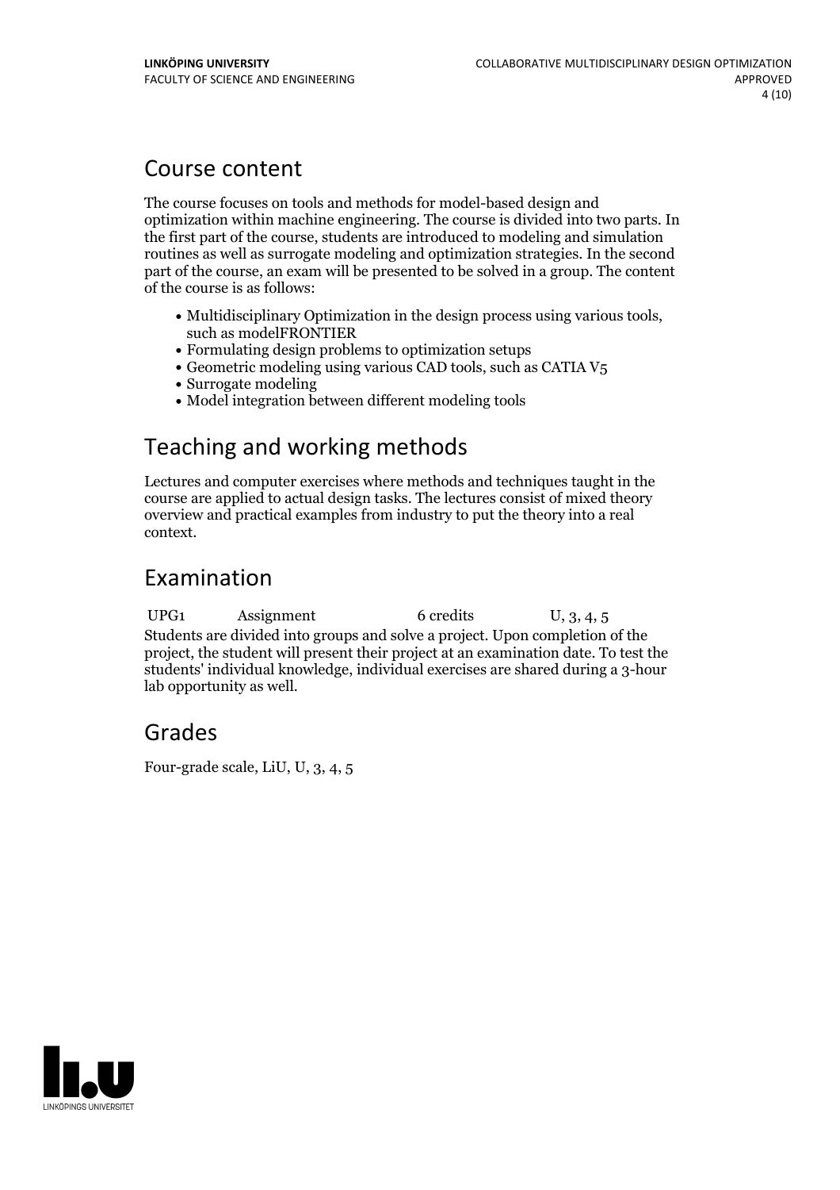## Course content

The course focuses on tools and methods for model-based design and optimization within machine engineering. The course is divided into two parts. In the first part of the course, students are introduced to modeling and simulation routines as well as surrogate modeling and optimization strategies. In the second part of the course, an exam will be presented to be solved in a group. The content of the course is as follows:

- Multidisciplinary Optimization in the design process using various tools, such as modelFRONTIER
- Formulating design problems to optimization setups
- Geometric modeling using various CAD tools, such as CATIA V5
- Surrogate modeling
- Model integration between different modeling tools

## Teaching and working methods

Lectures and computer exercises where methods and techniques taught in the course are applied to actual design tasks. The lectures consist of mixed theory overview and practical examples from industry to put the theory into a real context.

## Examination

| UPG1 | Assignment | 6 credits | U, 3, 4, 5 |
|---|---|---|---|

Students are divided into groups and solve a project. Upon completion of the project, the student will present their project at an examination date. To test the students' individual knowledge, individual exercises are shared during a 3-hour lab opportunity as well.

## Grades

Four-grade scale, LiU, U, 3, 4, 5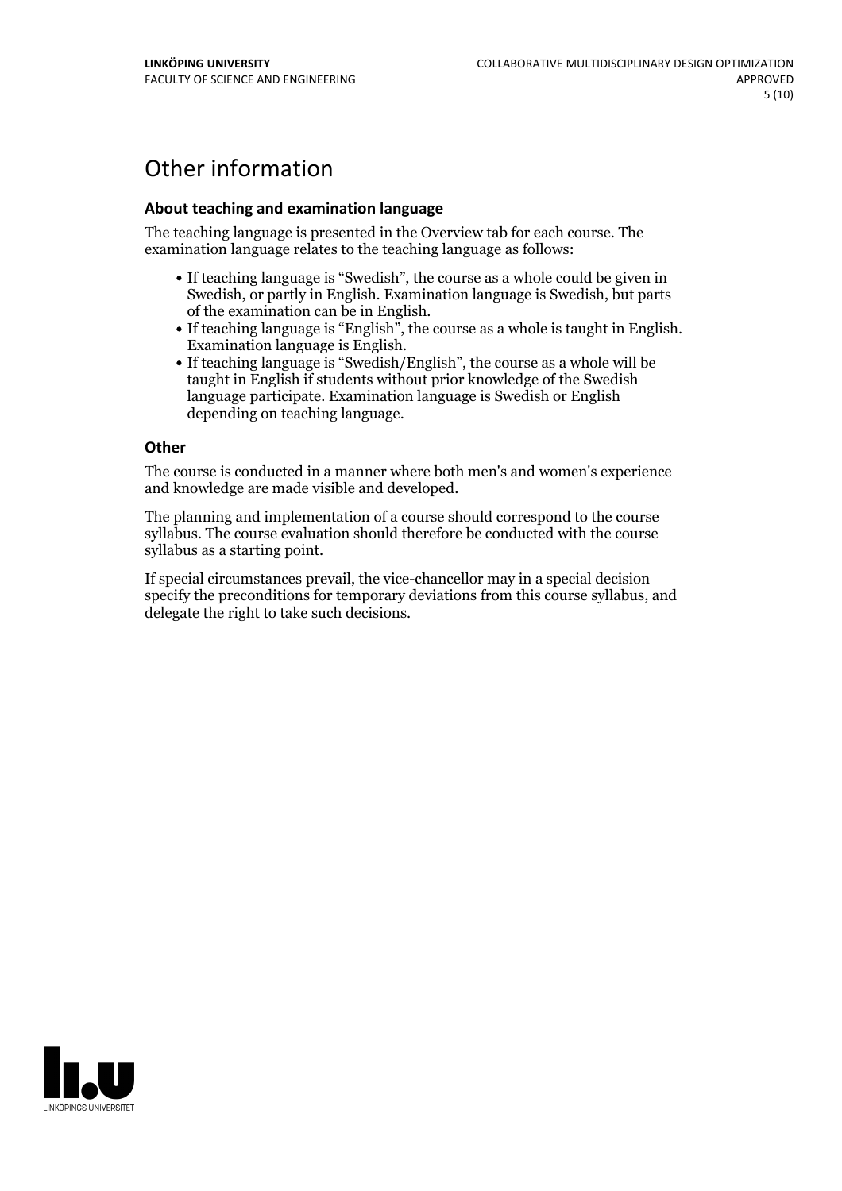# Other information

### About teaching and examination language

The teaching language is presented in the Overview tab for each course. The examination language relates to the teaching language as follows:

- If teaching language is "Swedish", the course as a whole could be given in Swedish, or partly in English. Examination language is Swedish, but parts of the examination can be in English.
- If teaching language is "English", the course as a whole is taught in English. Examination language is English.
- If teaching language is "Swedish/English", the course as a whole will be taught in English if students without prior knowledge of the Swedish language participate. Examination language is Swedish or English depending on teaching language.

### Other

The course is conducted in a manner where both men's and women's experience and knowledge are made visible and developed.

The planning and implementation of a course should correspond to the course syllabus. The course evaluation should therefore be conducted with the course syllabus as a starting point.

If special circumstances prevail, the vice-chancellor may in a special decision specify the preconditions for temporary deviations from this course syllabus, and delegate the right to take such decisions.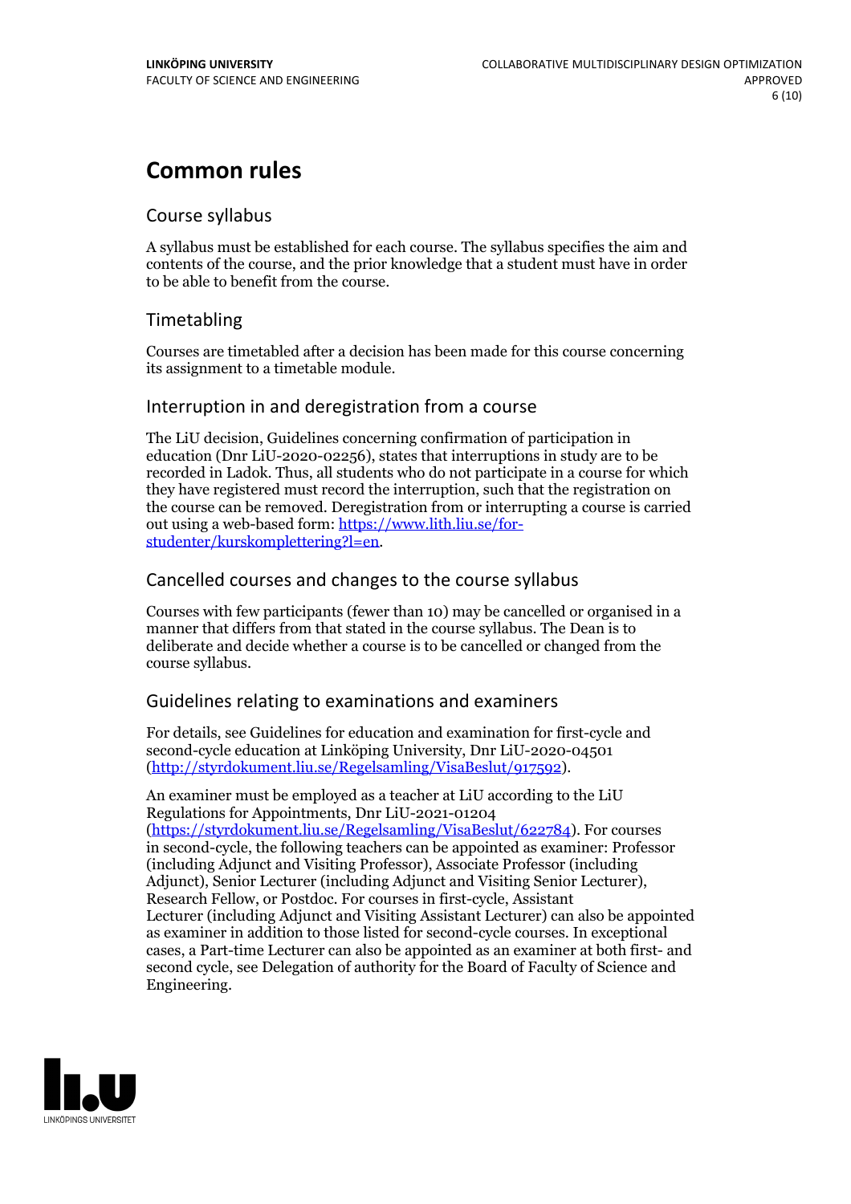# Common rules

## Course syllabus

A syllabus must be established for each course. The syllabus specifies the aim and contents of the course, and the prior knowledge that a student must have in order to be able to benefit from the course.

## Timetabling

Courses are timetabled after a decision has been made for this course concerning its assignment to a timetable module.

## Interruption in and deregistration from a course

The LiU decision, Guidelines concerning confirmation of participation in education (Dnr LiU-2020-02256), states that interruptions in study are to be recorded in Ladok. Thus, all students who do not participate in a course for which they have registered must record the interruption, such that the registration on the course can be removed. Deregistration from or interrupting a course is carried out using a web-based form: https://www.lith.liu.se/for-studenter/kurskomplettering?l=en.

## Cancelled courses and changes to the course syllabus

Courses with few participants (fewer than 10) may be cancelled or organised in a manner that differs from that stated in the course syllabus. The Dean is to deliberate and decide whether a course is to be cancelled or changed from the course syllabus.

## Guidelines relating to examinations and examiners

For details, see Guidelines for education and examination for first-cycle and second-cycle education at Linköping University, Dnr LiU-2020-04501 (http://styrdokument.liu.se/Regelsamling/VisaBeslut/917592).

An examiner must be employed as a teacher at LiU according to the LiU Regulations for Appointments, Dnr LiU-2021-01204 (https://styrdokument.liu.se/Regelsamling/VisaBeslut/622784). For courses in second-cycle, the following teachers can be appointed as examiner: Professor (including Adjunct and Visiting Professor), Associate Professor (including Adjunct), Senior Lecturer (including Adjunct and Visiting Senior Lecturer), Research Fellow, or Postdoc. For courses in first-cycle, Assistant Lecturer (including Adjunct and Visiting Assistant Lecturer) can also be appointed as examiner in addition to those listed for second-cycle courses. In exceptional cases, a Part-time Lecturer can also be appointed as an examiner at both first- and second cycle, see Delegation of authority for the Board of Faculty of Science and Engineering.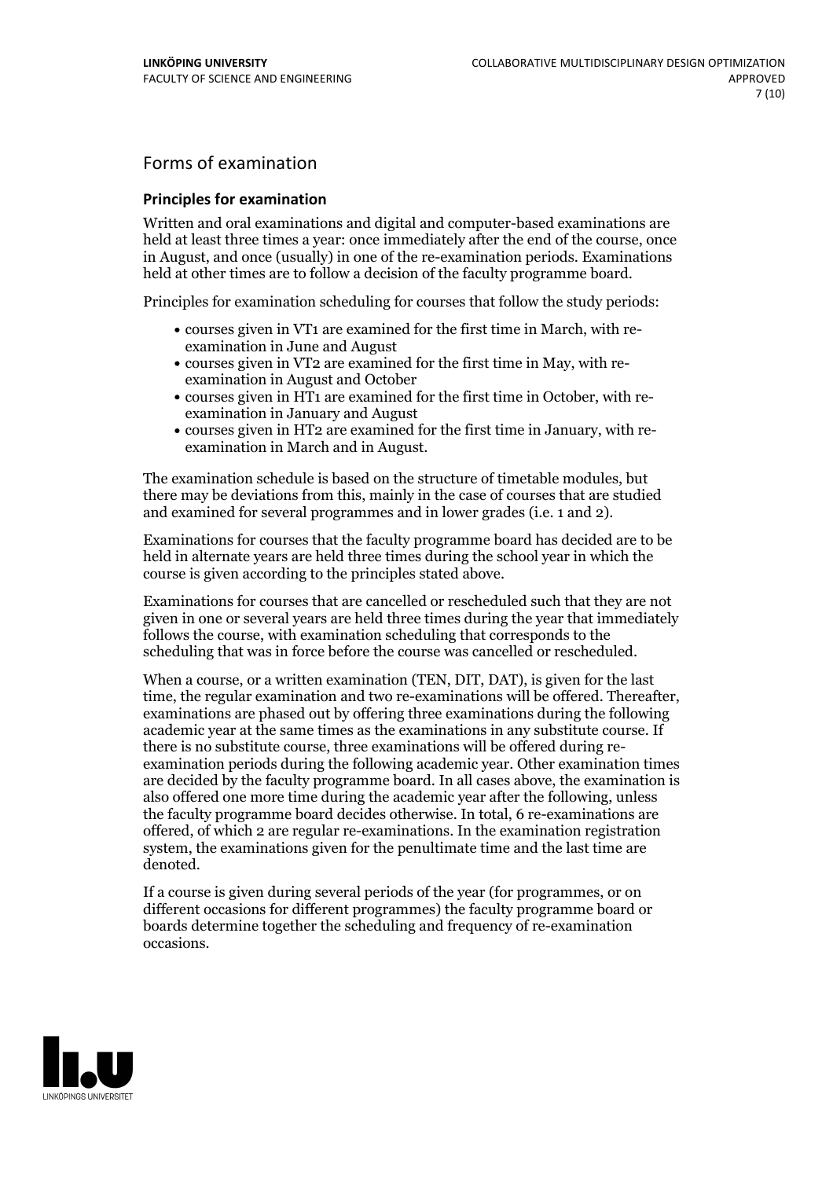## Forms of examination

### Principles for examination

Written and oral examinations and digital and computer-based examinations are held at least three times a year: once immediately after the end of the course, once in August, and once (usually) in one of the re-examination periods. Examinations held at other times are to follow a decision of the faculty programme board.

Principles for examination scheduling for courses that follow the study periods:

- courses given in VT1 are examined for the first time in March, with re-examination in June and August
- courses given in VT2 are examined for the first time in May, with re-examination in August and October
- courses given in HT1 are examined for the first time in October, with re-examination in January and August
- courses given in HT2 are examined for the first time in January, with re-examination in March and in August.

The examination schedule is based on the structure of timetable modules, but there may be deviations from this, mainly in the case of courses that are studied and examined for several programmes and in lower grades (i.e. 1 and 2).

Examinations for courses that the faculty programme board has decided are to be held in alternate years are held three times during the school year in which the course is given according to the principles stated above.

Examinations for courses that are cancelled or rescheduled such that they are not given in one or several years are held three times during the year that immediately follows the course, with examination scheduling that corresponds to the scheduling that was in force before the course was cancelled or rescheduled.

When a course, or a written examination (TEN, DIT, DAT), is given for the last time, the regular examination and two re-examinations will be offered. Thereafter, examinations are phased out by offering three examinations during the following academic year at the same times as the examinations in any substitute course. If there is no substitute course, three examinations will be offered during re-examination periods during the following academic year. Other examination times are decided by the faculty programme board. In all cases above, the examination is also offered one more time during the academic year after the following, unless the faculty programme board decides otherwise. In total, 6 re-examinations are offered, of which 2 are regular re-examinations. In the examination registration system, the examinations given for the penultimate time and the last time are denoted.

If a course is given during several periods of the year (for programmes, or on different occasions for different programmes) the faculty programme board or boards determine together the scheduling and frequency of re-examination occasions.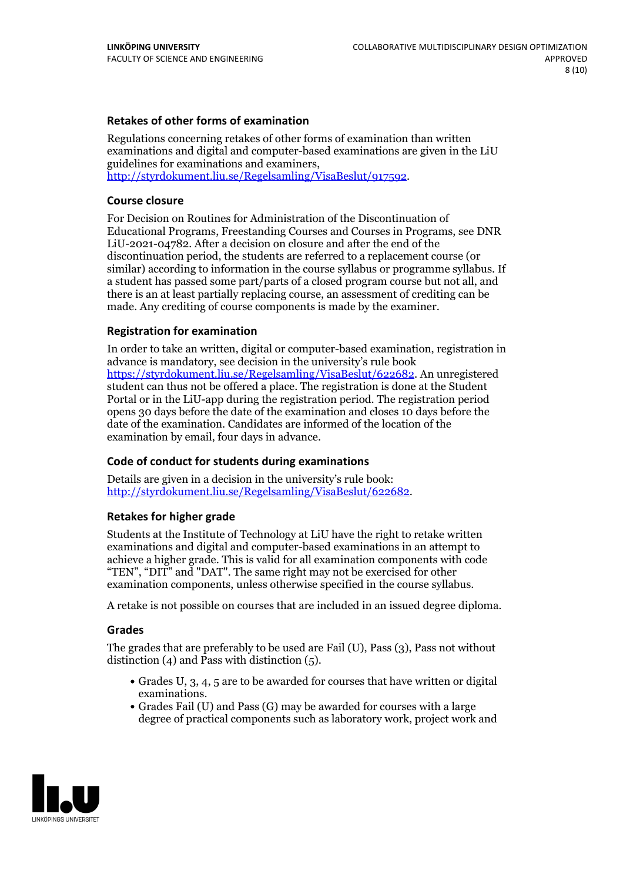### Retakes of other forms of examination

Regulations concerning retakes of other forms of examination than written examinations and digital and computer-based examinations are given in the LiU guidelines for examinations and examiners, http://styrdokument.liu.se/Regelsamling/VisaBeslut/917592.

### Course closure

For Decision on Routines for Administration of the Discontinuation of Educational Programs, Freestanding Courses and Courses in Programs, see DNR LiU-2021-04782. After a decision on closure and after the end of the discontinuation period, the students are referred to a replacement course (or similar) according to information in the course syllabus or programme syllabus. If a student has passed some part/parts of a closed program course but not all, and there is an at least partially replacing course, an assessment of crediting can be made. Any crediting of course components is made by the examiner.

### Registration for examination

In order to take an written, digital or computer-based examination, registration in advance is mandatory, see decision in the university's rule book https://styrdokument.liu.se/Regelsamling/VisaBeslut/622682. An unregistered student can thus not be offered a place. The registration is done at the Student Portal or in the LiU-app during the registration period. The registration period opens 30 days before the date of the examination and closes 10 days before the date of the examination. Candidates are informed of the location of the examination by email, four days in advance.

### Code of conduct for students during examinations

Details are given in a decision in the university's rule book: http://styrdokument.liu.se/Regelsamling/VisaBeslut/622682.

### Retakes for higher grade

Students at the Institute of Technology at LiU have the right to retake written examinations and digital and computer-based examinations in an attempt to achieve a higher grade. This is valid for all examination components with code "TEN", "DIT" and "DAT". The same right may not be exercised for other examination components, unless otherwise specified in the course syllabus.

A retake is not possible on courses that are included in an issued degree diploma.

### Grades

The grades that are preferably to be used are Fail (U), Pass (3), Pass not without distinction (4) and Pass with distinction (5).

- Grades U, 3, 4, 5 are to be awarded for courses that have written or digital examinations.
- Grades Fail (U) and Pass (G) may be awarded for courses with a large degree of practical components such as laboratory work, project work and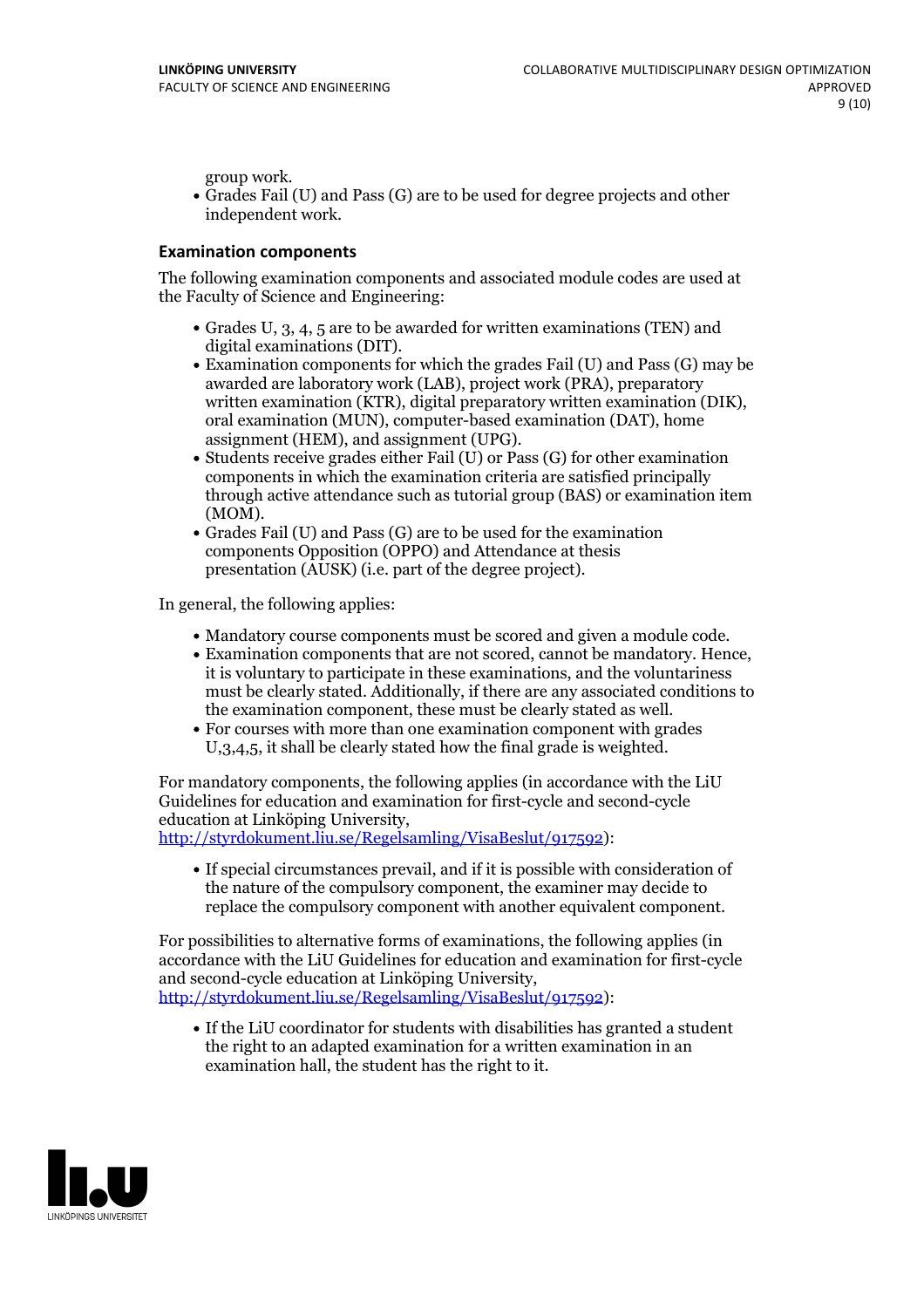group work.

- Grades Fail (U) and Pass (G) are to be used for degree projects and other independent work.

### Examination components

The following examination components and associated module codes are used at the Faculty of Science and Engineering:

- Grades U, 3, 4, 5 are to be awarded for written examinations (TEN) and digital examinations (DIT).
- Examination components for which the grades Fail (U) and Pass (G) may be awarded are laboratory work (LAB), project work (PRA), preparatory written examination (KTR), digital preparatory written examination (DIK), oral examination (MUN), computer-based examination (DAT), home assignment (HEM), and assignment (UPG).
- Students receive grades either Fail (U) or Pass (G) for other examination components in which the examination criteria are satisfied principally through active attendance such as tutorial group (BAS) or examination item (MOM).
- Grades Fail (U) and Pass (G) are to be used for the examination components Opposition (OPPO) and Attendance at thesis presentation (AUSK) (i.e. part of the degree project).

In general, the following applies:

- Mandatory course components must be scored and given a module code.
- Examination components that are not scored, cannot be mandatory. Hence, it is voluntary to participate in these examinations, and the voluntariness must be clearly stated. Additionally, if there are any associated conditions to the examination component, these must be clearly stated as well.
- For courses with more than one examination component with grades U,3,4,5, it shall be clearly stated how the final grade is weighted.

For mandatory components, the following applies (in accordance with the LiU Guidelines for education and examination for first-cycle and second-cycle education at Linköping University, http://styrdokument.liu.se/Regelsamling/VisaBeslut/917592):

- If special circumstances prevail, and if it is possible with consideration of the nature of the compulsory component, the examiner may decide to replace the compulsory component with another equivalent component.

For possibilities to alternative forms of examinations, the following applies (in accordance with the LiU Guidelines for education and examination for first-cycle and second-cycle education at Linköping University, http://styrdokument.liu.se/Regelsamling/VisaBeslut/917592):

- If the LiU coordinator for students with disabilities has granted a student the right to an adapted examination for a written examination in an examination hall, the student has the right to it.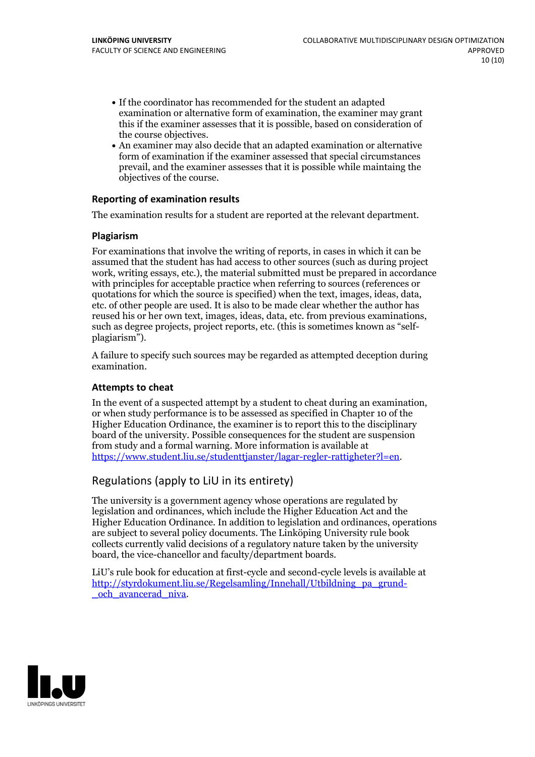- If the coordinator has recommended for the student an adapted examination or alternative form of examination, the examiner may grant this if the examiner assesses that it is possible, based on consideration of the course objectives.
- An examiner may also decide that an adapted examination or alternative form of examination if the examiner assessed that special circumstances prevail, and the examiner assesses that it is possible while maintaing the objectives of the course.

### Reporting of examination results

The examination results for a student are reported at the relevant department.

### Plagiarism

For examinations that involve the writing of reports, in cases in which it can be assumed that the student has had access to other sources (such as during project work, writing essays, etc.), the material submitted must be prepared in accordance with principles for acceptable practice when referring to sources (references or quotations for which the source is specified) when the text, images, ideas, data, etc. of other people are used. It is also to be made clear whether the author has reused his or her own text, images, ideas, data, etc. from previous examinations, such as degree projects, project reports, etc. (this is sometimes known as "self-plagiarism").

A failure to specify such sources may be regarded as attempted deception during examination.

### Attempts to cheat

In the event of a suspected attempt by a student to cheat during an examination, or when study performance is to be assessed as specified in Chapter 10 of the Higher Education Ordinance, the examiner is to report this to the disciplinary board of the university. Possible consequences for the student are suspension from study and a formal warning. More information is available at https://www.student.liu.se/studenttjanster/lagar-regler-rattigheter?l=en.

## Regulations (apply to LiU in its entirety)

The university is a government agency whose operations are regulated by legislation and ordinances, which include the Higher Education Act and the Higher Education Ordinance. In addition to legislation and ordinances, operations are subject to several policy documents. The Linköping University rule book collects currently valid decisions of a regulatory nature taken by the university board, the vice-chancellor and faculty/department boards.

LiU's rule book for education at first-cycle and second-cycle levels is available at http://styrdokument.liu.se/Regelsamling/Innehall/Utbildning_pa_grund-_och_avancerad_niva.